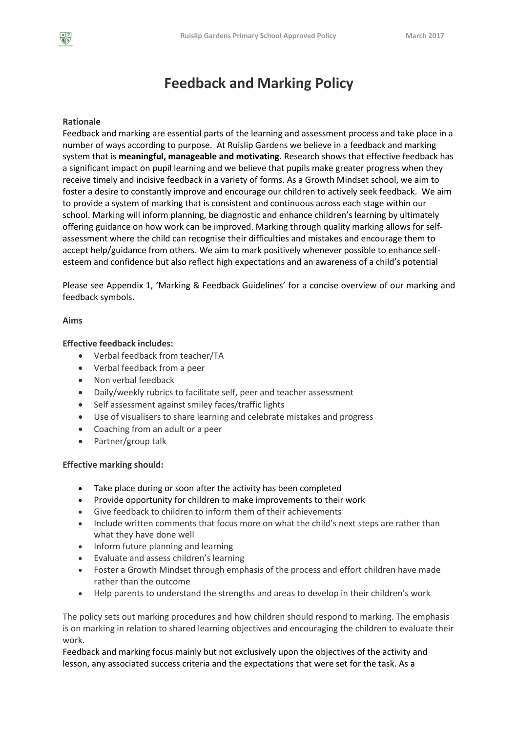# Feedback and Marking Policy

**Rationale**

Feedback and marking are essential parts of the learning and assessment process and take place in a number of ways according to purpose. At Ruislip Gardens we believe in a feedback and marking system that is **meaningful, manageable and motivating**. Research shows that effective feedback has a significant impact on pupil learning and we believe that pupils make greater progress when they receive timely and incisive feedback in a variety of forms. As a Growth Mindset school, we aim to foster a desire to constantly improve and encourage our children to actively seek feedback. We aim to provide a system of marking that is consistent and continuous across each stage within our school. Marking will inform planning, be diagnostic and enhance children's learning by ultimately offering guidance on how work can be improved. Marking through quality marking allows for self-assessment where the child can recognise their difficulties and mistakes and encourage them to accept help/guidance from others. We aim to mark positively whenever possible to enhance self-esteem and confidence but also reflect high expectations and an awareness of a child's potential

Please see Appendix 1, 'Marking & Feedback Guidelines' for a concise overview of our marking and feedback symbols.

**Aims**

**Effective feedback includes:**

- Verbal feedback from teacher/TA
- Verbal feedback from a peer
- Non verbal feedback
- Daily/weekly rubrics to facilitate self, peer and teacher assessment
- Self assessment against smiley faces/traffic lights
- Use of visualisers to share learning and celebrate mistakes and progress
- Coaching from an adult or a peer
- Partner/group talk

**Effective marking should:**

- Take place during or soon after the activity has been completed
- Provide opportunity for children to make improvements to their work
- Give feedback to children to inform them of their achievements
- Include written comments that focus more on what the child's next steps are rather than what they have done well
- Inform future planning and learning
- Evaluate and assess children's learning
- Foster a Growth Mindset through emphasis of the process and effort children have made rather than the outcome
- Help parents to understand the strengths and areas to develop in their children's work

The policy sets out marking procedures and how children should respond to marking. The emphasis is on marking in relation to shared learning objectives and encouraging the children to evaluate their work.

Feedback and marking focus mainly but not exclusively upon the objectives of the activity and lesson, any associated success criteria and the expectations that were set for the task. As a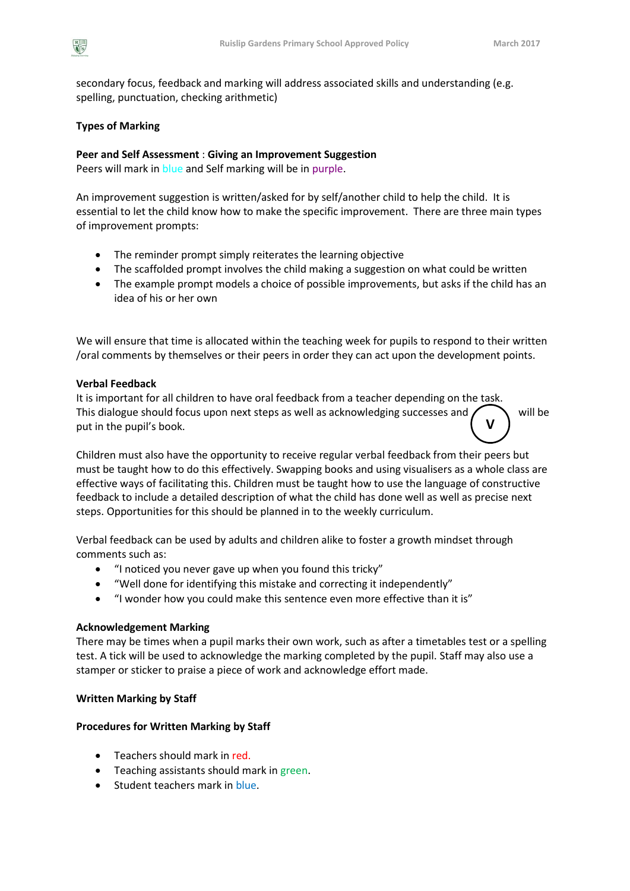secondary focus, feedback and marking will address associated skills and understanding (e.g. spelling, punctuation, checking arithmetic)

**Types of Marking**

**Peer and Self Assessment** : **Giving an Improvement Suggestion**
Peers will mark in blue and Self marking will be in purple.

An improvement suggestion is written/asked for by self/another child to help the child. It is essential to let the child know how to make the specific improvement. There are three main types of improvement prompts:

- The reminder prompt simply reiterates the learning objective
- The scaffolded prompt involves the child making a suggestion on what could be written
- The example prompt models a choice of possible improvements, but asks if the child has an idea of his or her own

We will ensure that time is allocated within the teaching week for pupils to respond to their written /oral comments by themselves or their peers in order they can act upon the development points.

**Verbal Feedback**
It is important for all children to have oral feedback from a teacher depending on the task. This dialogue should focus upon next steps as well as acknowledging successes and (V) will be put in the pupil's book.

Children must also have the opportunity to receive regular verbal feedback from their peers but must be taught how to do this effectively. Swapping books and using visualisers as a whole class are effective ways of facilitating this. Children must be taught how to use the language of constructive feedback to include a detailed description of what the child has done well as well as precise next steps. Opportunities for this should be planned in to the weekly curriculum.

Verbal feedback can be used by adults and children alike to foster a growth mindset through comments such as:

- "I noticed you never gave up when you found this tricky"
- "Well done for identifying this mistake and correcting it independently"
- "I wonder how you could make this sentence even more effective than it is"

**Acknowledgement Marking**
There may be times when a pupil marks their own work, such as after a timetables test or a spelling test. A tick will be used to acknowledge the marking completed by the pupil. Staff may also use a stamper or sticker to praise a piece of work and acknowledge effort made.

**Written Marking by Staff**

**Procedures for Written Marking by Staff**

- Teachers should mark in red.
- Teaching assistants should mark in green.
- Student teachers mark in blue.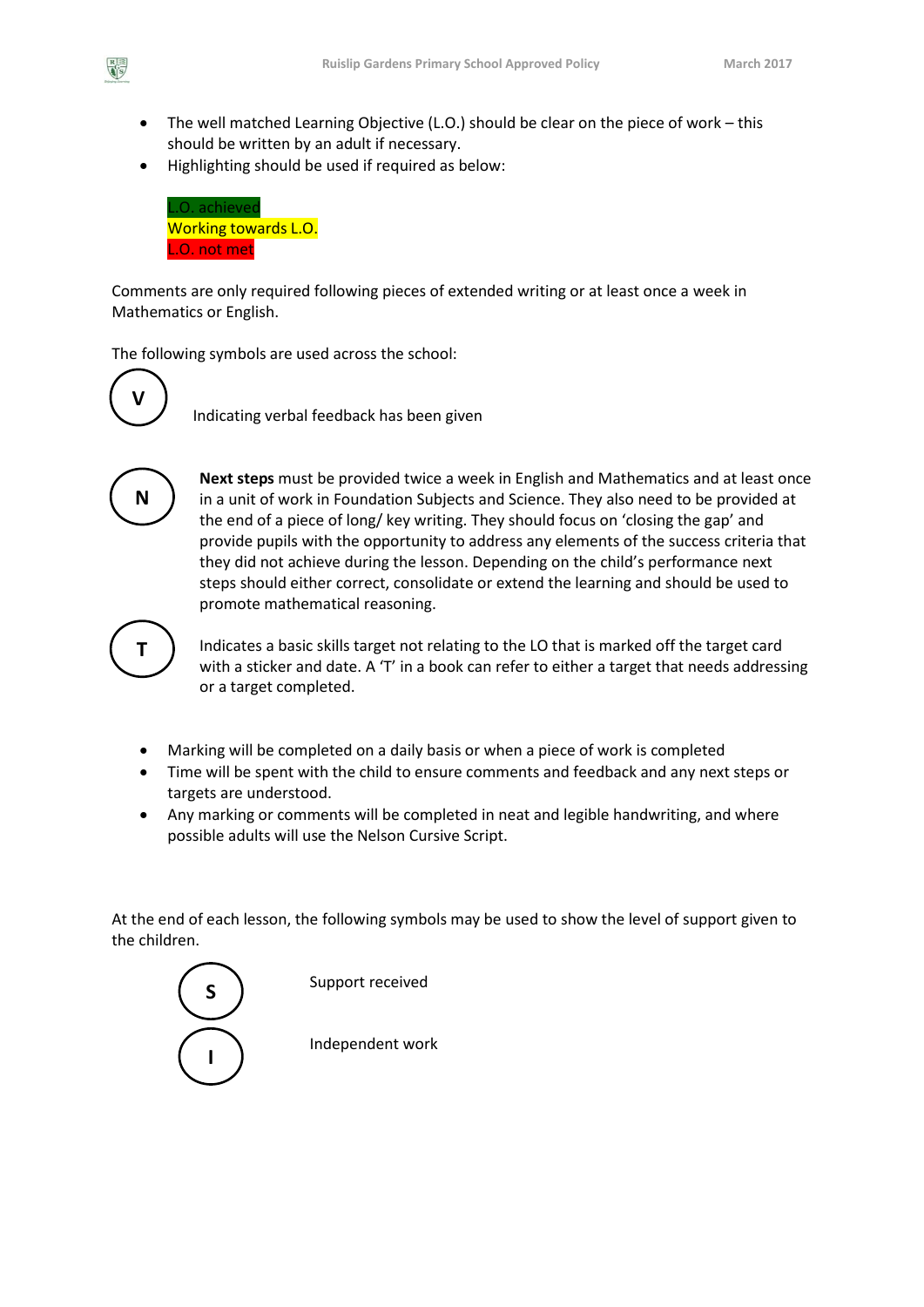- The well matched Learning Objective (L.O.) should be clear on the piece of work – this should be written by an adult if necessary.
- Highlighting should be used if required as below:

L.O. achieved
Working towards L.O.
L.O. not met

Comments are only required following pieces of extended writing or at least once a week in Mathematics or English.

The following symbols are used across the school:

**V** – Indicating verbal feedback has been given

**N** – **Next steps** must be provided twice a week in English and Mathematics and at least once in a unit of work in Foundation Subjects and Science. They also need to be provided at the end of a piece of long/ key writing. They should focus on 'closing the gap' and provide pupils with the opportunity to address any elements of the success criteria that they did not achieve during the lesson. Depending on the child's performance next steps should either correct, consolidate or extend the learning and should be used to promote mathematical reasoning.

**T** – Indicates a basic skills target not relating to the LO that is marked off the target card with a sticker and date. A 'T' in a book can refer to either a target that needs addressing or a target completed.

- Marking will be completed on a daily basis or when a piece of work is completed
- Time will be spent with the child to ensure comments and feedback and any next steps or targets are understood.
- Any marking or comments will be completed in neat and legible handwriting, and where possible adults will use the Nelson Cursive Script.

At the end of each lesson, the following symbols may be used to show the level of support given to the children.

**S** – Support received

**I** – Independent work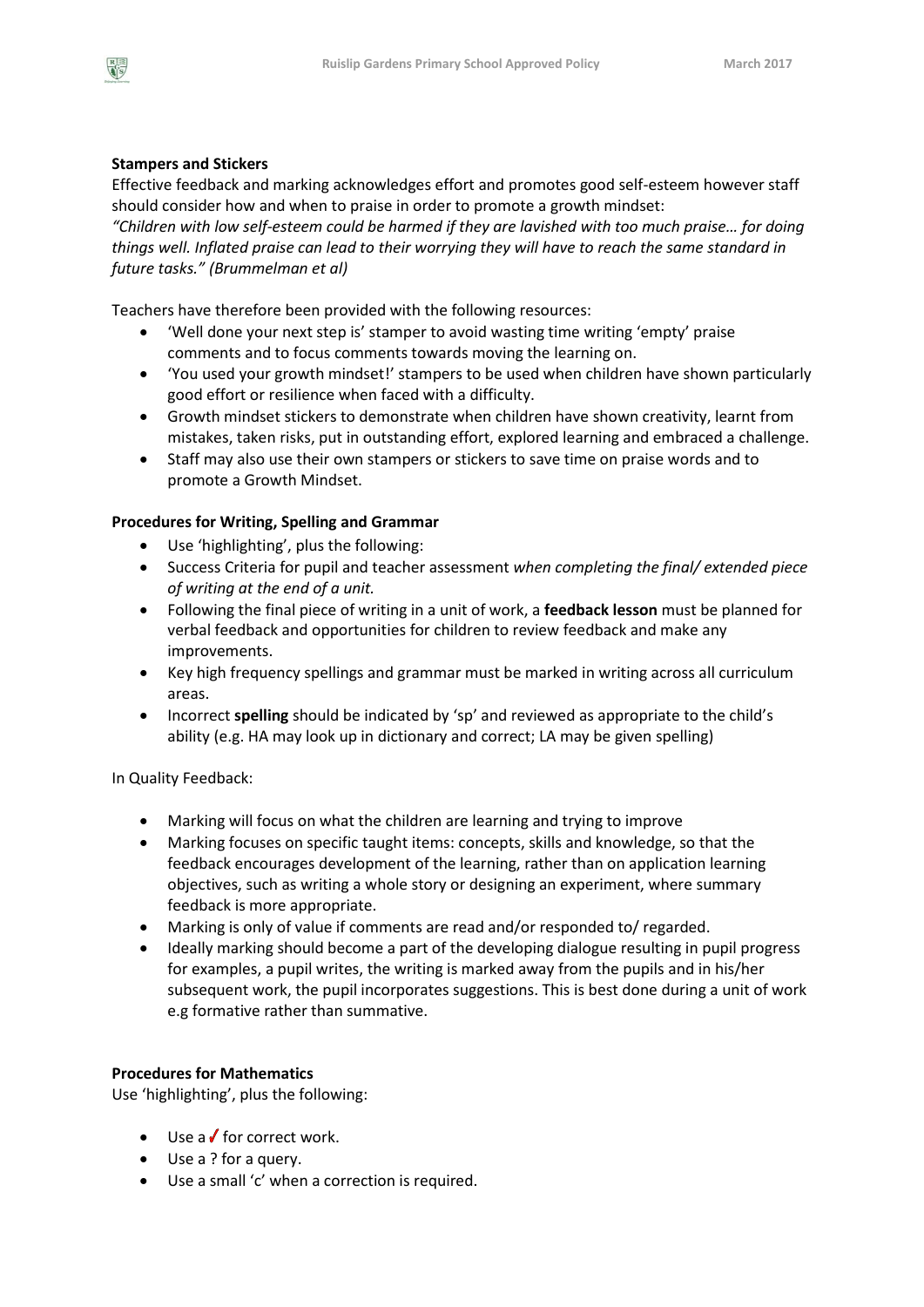**Stampers and Stickers**

Effective feedback and marking acknowledges effort and promotes good self-esteem however staff should consider how and when to praise in order to promote a growth mindset:

*"Children with low self-esteem could be harmed if they are lavished with too much praise… for doing things well. Inflated praise can lead to their worrying they will have to reach the same standard in future tasks." (Brummelman et al)*

Teachers have therefore been provided with the following resources:

- 'Well done your next step is' stamper to avoid wasting time writing 'empty' praise comments and to focus comments towards moving the learning on.
- 'You used your growth mindset!' stampers to be used when children have shown particularly good effort or resilience when faced with a difficulty.
- Growth mindset stickers to demonstrate when children have shown creativity, learnt from mistakes, taken risks, put in outstanding effort, explored learning and embraced a challenge.
- Staff may also use their own stampers or stickers to save time on praise words and to promote a Growth Mindset.

**Procedures for Writing, Spelling and Grammar**

- Use 'highlighting', plus the following:
- Success Criteria for pupil and teacher assessment *when completing the final/ extended piece of writing at the end of a unit.*
- Following the final piece of writing in a unit of work, a **feedback lesson** must be planned for verbal feedback and opportunities for children to review feedback and make any improvements.
- Key high frequency spellings and grammar must be marked in writing across all curriculum areas.
- Incorrect **spelling** should be indicated by 'sp' and reviewed as appropriate to the child's ability (e.g. HA may look up in dictionary and correct; LA may be given spelling)

In Quality Feedback:

- Marking will focus on what the children are learning and trying to improve
- Marking focuses on specific taught items: concepts, skills and knowledge, so that the feedback encourages development of the learning, rather than on application learning objectives, such as writing a whole story or designing an experiment, where summary feedback is more appropriate.
- Marking is only of value if comments are read and/or responded to/ regarded.
- Ideally marking should become a part of the developing dialogue resulting in pupil progress for examples, a pupil writes, the writing is marked away from the pupils and in his/her subsequent work, the pupil incorporates suggestions. This is best done during a unit of work e.g formative rather than summative.

**Procedures for Mathematics**

Use 'highlighting', plus the following:

- Use a ✓ for correct work.
- Use a ? for a query.
- Use a small 'c' when a correction is required.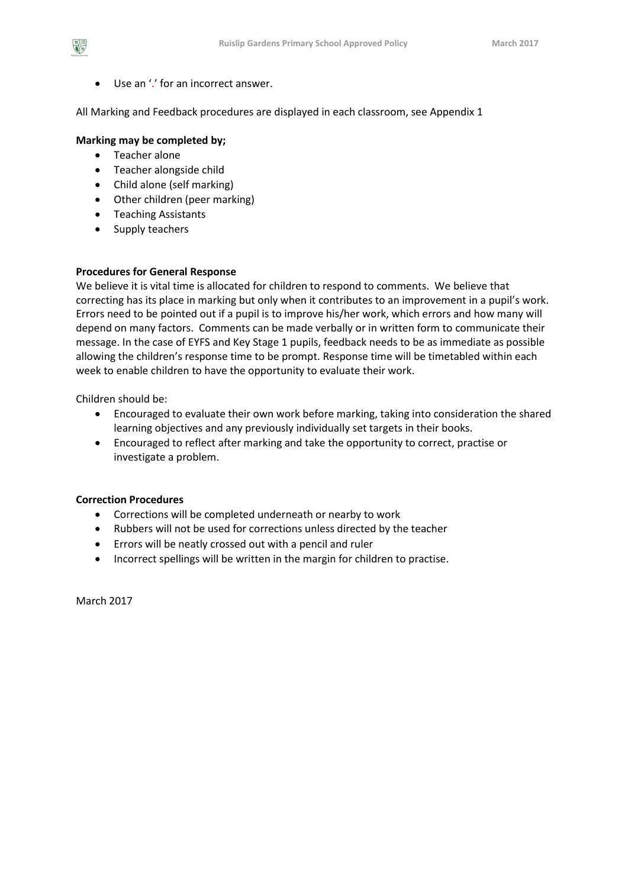- Use an '.' for an incorrect answer.

All Marking and Feedback procedures are displayed in each classroom, see Appendix 1

**Marking may be completed by;**

- Teacher alone
- Teacher alongside child
- Child alone (self marking)
- Other children (peer marking)
- Teaching Assistants
- Supply teachers

**Procedures for General Response**

We believe it is vital time is allocated for children to respond to comments. We believe that correcting has its place in marking but only when it contributes to an improvement in a pupil's work. Errors need to be pointed out if a pupil is to improve his/her work, which errors and how many will depend on many factors. Comments can be made verbally or in written form to communicate their message. In the case of EYFS and Key Stage 1 pupils, feedback needs to be as immediate as possible allowing the children's response time to be prompt. Response time will be timetabled within each week to enable children to have the opportunity to evaluate their work.

Children should be:

- Encouraged to evaluate their own work before marking, taking into consideration the shared learning objectives and any previously individually set targets in their books.
- Encouraged to reflect after marking and take the opportunity to correct, practise or investigate a problem.

**Correction Procedures**

- Corrections will be completed underneath or nearby to work
- Rubbers will not be used for corrections unless directed by the teacher
- Errors will be neatly crossed out with a pencil and ruler
- Incorrect spellings will be written in the margin for children to practise.

March 2017